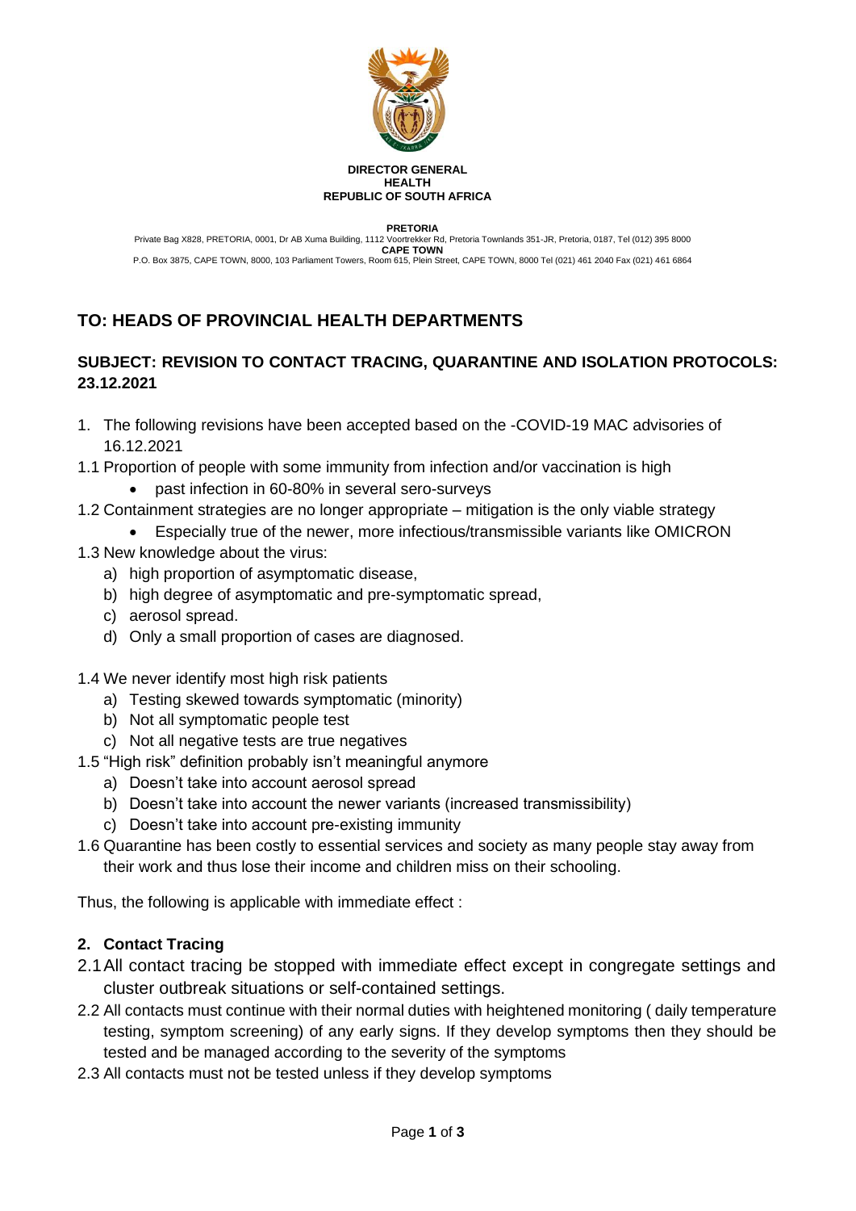**DIRECTOR GENERAL**
**HEALTH**
**REPUBLIC OF SOUTH AFRICA**

**PRETORIA**
Private Bag X828, PRETORIA, 0001, Dr AB Xuma Building, 1112 Voortrekker Rd, Pretoria Townlands 351-JR, Pretoria, 0187, Tel (012) 395 8000
**CAPE TOWN**
P.O. Box 3875, CAPE TOWN, 8000, 103 Parliament Towers, Room 615, Plein Street, CAPE TOWN, 8000 Tel (021) 461 2040 Fax (021) 461 6864

## TO: HEADS OF PROVINCIAL HEALTH DEPARTMENTS

### SUBJECT: REVISION TO CONTACT TRACING, QUARANTINE AND ISOLATION PROTOCOLS: 23.12.2021

1. The following revisions have been accepted based on the -COVID-19 MAC advisories of 16.12.2021

1.1 Proportion of people with some immunity from infection and/or vaccination is high
   - past infection in 60-80% in several sero-surveys

1.2 Containment strategies are no longer appropriate – mitigation is the only viable strategy
   - Especially true of the newer, more infectious/transmissible variants like OMICRON

1.3 New knowledge about the virus:
   a) high proportion of asymptomatic disease,
   b) high degree of asymptomatic and pre-symptomatic spread,
   c) aerosol spread.
   d) Only a small proportion of cases are diagnosed.

1.4 We never identify most high risk patients
   a) Testing skewed towards symptomatic (minority)
   b) Not all symptomatic people test
   c) Not all negative tests are true negatives

1.5 "High risk" definition probably isn't meaningful anymore
   a) Doesn't take into account aerosol spread
   b) Doesn't take into account the newer variants (increased transmissibility)
   c) Doesn't take into account pre-existing immunity

1.6 Quarantine has been costly to essential services and society as many people stay away from their work and thus lose their income and children miss on their schooling.

Thus, the following is applicable with immediate effect :

### 2. Contact Tracing

2.1 All contact tracing be stopped with immediate effect except in congregate settings and cluster outbreak situations or self-contained settings.

2.2 All contacts must continue with their normal duties with heightened monitoring ( daily temperature testing, symptom screening) of any early signs. If they develop symptoms then they should be tested and be managed according to the severity of the symptoms

2.3 All contacts must not be tested unless if they develop symptoms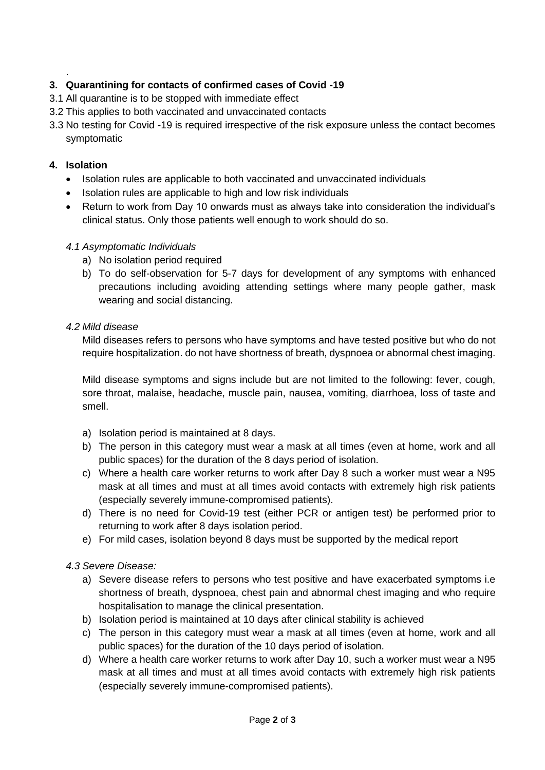.

## 3. Quarantining for contacts of confirmed cases of Covid -19

3.1 All quarantine is to be stopped with immediate effect

3.2 This applies to both vaccinated and unvaccinated contacts

3.3 No testing for Covid -19 is required irrespective of the risk exposure unless the contact becomes symptomatic

## 4. Isolation

- Isolation rules are applicable to both vaccinated and unvaccinated individuals
- Isolation rules are applicable to high and low risk individuals
- Return to work from Day 10 onwards must as always take into consideration the individual's clinical status. Only those patients well enough to work should do so.

### *4.1 Asymptomatic Individuals*

a) No isolation period required

b) To do self-observation for 5-7 days for development of any symptoms with enhanced precautions including avoiding attending settings where many people gather, mask wearing and social distancing.

### *4.2 Mild disease*

Mild diseases refers to persons who have symptoms and have tested positive but who do not require hospitalization. do not have shortness of breath, dyspnoea or abnormal chest imaging.

Mild disease symptoms and signs include but are not limited to the following: fever, cough, sore throat, malaise, headache, muscle pain, nausea, vomiting, diarrhoea, loss of taste and smell.

a) Isolation period is maintained at 8 days.

b) The person in this category must wear a mask at all times (even at home, work and all public spaces) for the duration of the 8 days period of isolation.

c) Where a health care worker returns to work after Day 8 such a worker must wear a N95 mask at all times and must at all times avoid contacts with extremely high risk patients (especially severely immune-compromised patients).

d) There is no need for Covid-19 test (either PCR or antigen test) be performed prior to returning to work after 8 days isolation period.

e) For mild cases, isolation beyond 8 days must be supported by the medical report

### *4.3 Severe Disease:*

a) Severe disease refers to persons who test positive and have exacerbated symptoms i.e shortness of breath, dyspnoea, chest pain and abnormal chest imaging and who require hospitalisation to manage the clinical presentation.

b) Isolation period is maintained at 10 days after clinical stability is achieved

c) The person in this category must wear a mask at all times (even at home, work and all public spaces) for the duration of the 10 days period of isolation.

d) Where a health care worker returns to work after Day 10, such a worker must wear a N95 mask at all times and must at all times avoid contacts with extremely high risk patients (especially severely immune-compromised patients).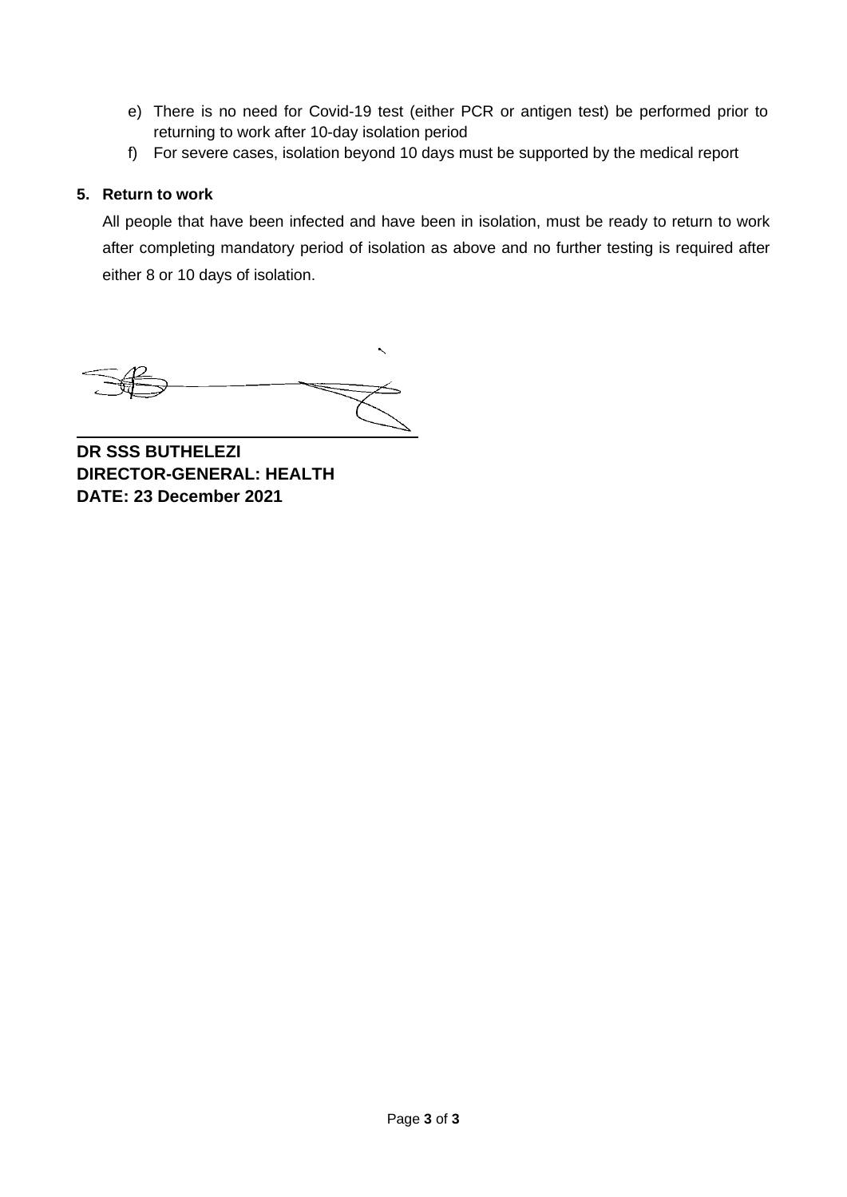e) There is no need for Covid-19 test (either PCR or antigen test) be performed prior to returning to work after 10-day isolation period
f) For severe cases, isolation beyond 10 days must be supported by the medical report

**5. Return to work**

All people that have been infected and have been in isolation, must be ready to return to work after completing mandatory period of isolation as above and no further testing is required after either 8 or 10 days of isolation.

**DR SSS BUTHELEZI**
**DIRECTOR-GENERAL: HEALTH**
**DATE: 23 December 2021**